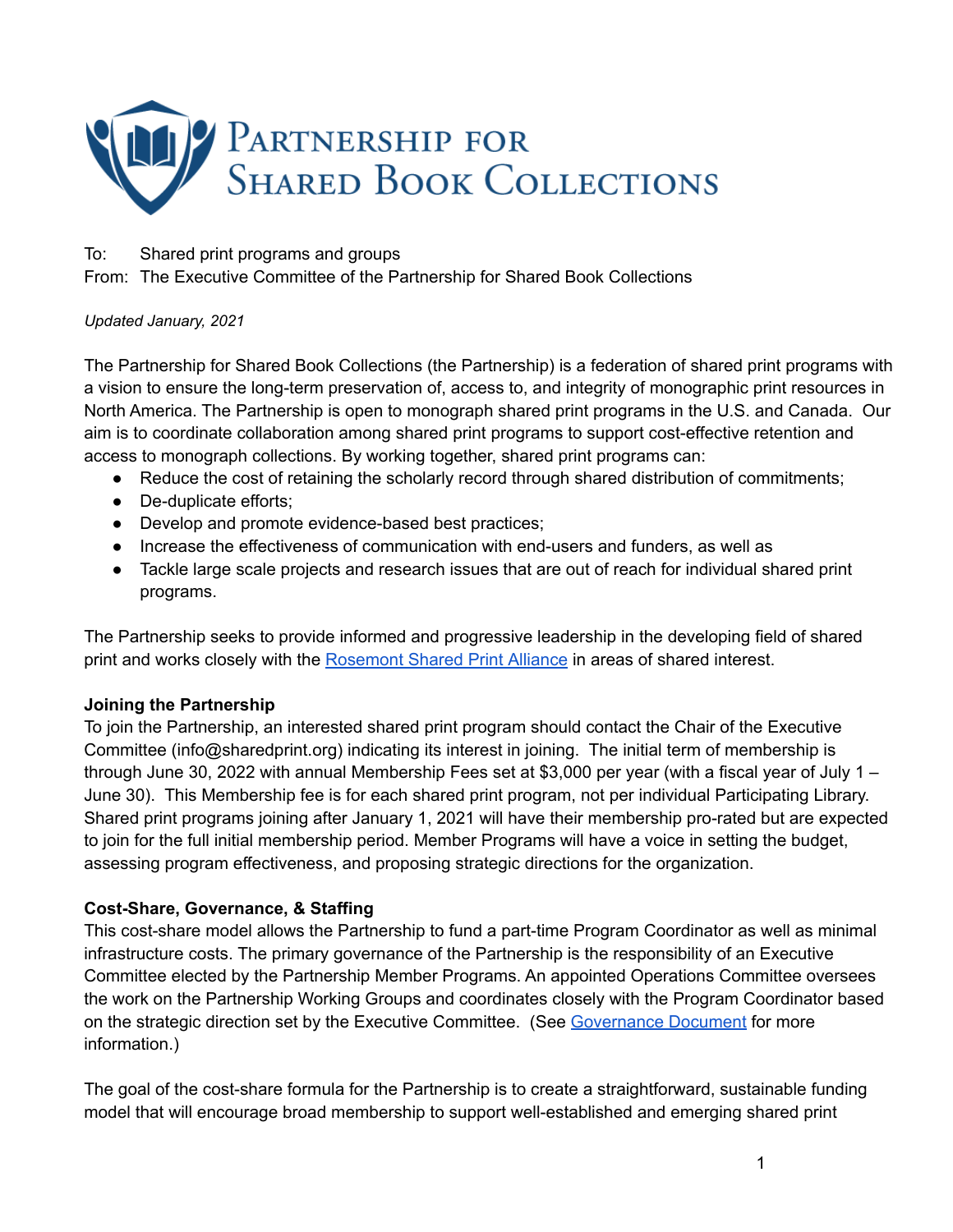# Partnership for Shared Book Collections

To: Shared print programs and groups
From: The Executive Committee of the Partnership for Shared Book Collections

*Updated January, 2021*

The Partnership for Shared Book Collections (the Partnership) is a federation of shared print programs with a vision to ensure the long-term preservation of, access to, and integrity of monographic print resources in North America. The Partnership is open to monograph shared print programs in the U.S. and Canada. Our aim is to coordinate collaboration among shared print programs to support cost-effective retention and access to monograph collections. By working together, shared print programs can:

- Reduce the cost of retaining the scholarly record through shared distribution of commitments;
- De-duplicate efforts;
- Develop and promote evidence-based best practices;
- Increase the effectiveness of communication with end-users and funders, as well as
- Tackle large scale projects and research issues that are out of reach for individual shared print programs.

The Partnership seeks to provide informed and progressive leadership in the developing field of shared print and works closely with the [Rosemont Shared Print Alliance] in areas of shared interest.

**Joining the Partnership**
To join the Partnership, an interested shared print program should contact the Chair of the Executive Committee (info@sharedprint.org) indicating its interest in joining. The initial term of membership is through June 30, 2022 with annual Membership Fees set at $3,000 per year (with a fiscal year of July 1 – June 30). This Membership fee is for each shared print program, not per individual Participating Library. Shared print programs joining after January 1, 2021 will have their membership pro-rated but are expected to join for the full initial membership period. Member Programs will have a voice in setting the budget, assessing program effectiveness, and proposing strategic directions for the organization.

**Cost-Share, Governance, & Staffing**
This cost-share model allows the Partnership to fund a part-time Program Coordinator as well as minimal infrastructure costs. The primary governance of the Partnership is the responsibility of an Executive Committee elected by the Partnership Member Programs. An appointed Operations Committee oversees the work on the Partnership Working Groups and coordinates closely with the Program Coordinator based on the strategic direction set by the Executive Committee. (See [Governance Document] for more information.)

The goal of the cost-share formula for the Partnership is to create a straightforward, sustainable funding model that will encourage broad membership to support well-established and emerging shared print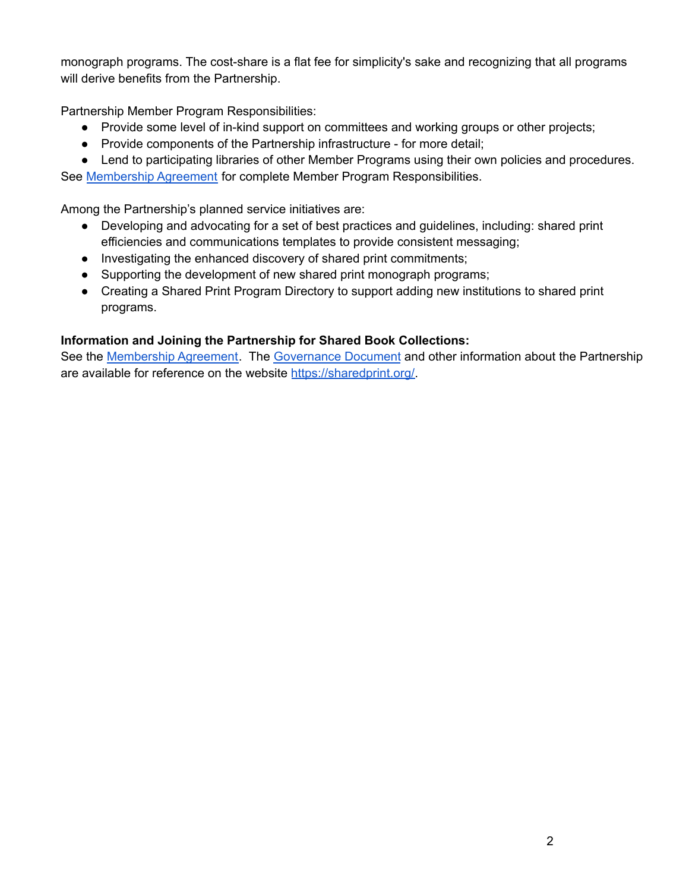monograph programs. The cost-share is a flat fee for simplicity's sake and recognizing that all programs will derive benefits from the Partnership.

Partnership Member Program Responsibilities:

- Provide some level of in-kind support on committees and working groups or other projects;
- Provide components of the Partnership infrastructure - for more detail;
- Lend to participating libraries of other Member Programs using their own policies and procedures.

See [Membership Agreement] for complete Member Program Responsibilities.

Among the Partnership's planned service initiatives are:

- Developing and advocating for a set of best practices and guidelines, including: shared print efficiencies and communications templates to provide consistent messaging;
- Investigating the enhanced discovery of shared print commitments;
- Supporting the development of new shared print monograph programs;
- Creating a Shared Print Program Directory to support adding new institutions to shared print programs.

**Information and Joining the Partnership for Shared Book Collections:**
See the [Membership Agreement]. The [Governance Document] and other information about the Partnership are available for reference on the website https://sharedprint.org/.